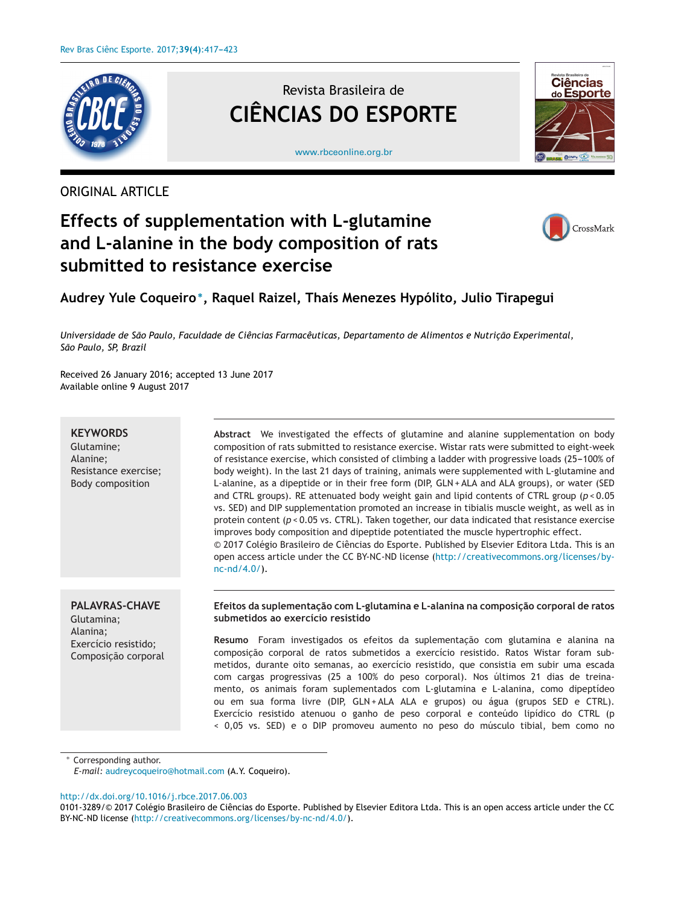ORIGINAL ARTICLE

# Effects of supplementation with L-glutamine and L-alanine in the body composition of rats submitted to resistance exercise

**Audrey Yule Coqueiro***, **Raquel Raizel**, **Thaís Menezes Hypólito**, **Julio Tirapegui**

*Universidade de São Paulo, Faculdade de Ciências Farmacêuticas, Departamento de Alimentos e Nutrição Experimental, São Paulo, SP, Brazil*

Received 26 January 2016; accepted 13 June 2017
Available online 9 August 2017

**KEYWORDS**
Glutamine;
Alanine;
Resistance exercise;
Body composition

**Abstract** We investigated the effects of glutamine and alanine supplementation on body composition of rats submitted to resistance exercise. Wistar rats were submitted to eight-week of resistance exercise, which consisted of climbing a ladder with progressive loads (25–100% of body weight). In the last 21 days of training, animals were supplemented with L-glutamine and L-alanine, as a dipeptide or in their free form (DIP, GLN + ALA and ALA groups), or water (SED and CTRL groups). RE attenuated body weight gain and lipid contents of CTRL group ($p < 0.05$ vs. SED) and DIP supplementation promoted an increase in tibialis muscle weight, as well as in protein content ($p < 0.05$ vs. CTRL). Taken together, our data indicated that resistance exercise improves body composition and dipeptide potentiated the muscle hypertrophic effect.
© 2017 Colégio Brasileiro de Ciências do Esporte. Published by Elsevier Editora Ltda. This is an open access article under the CC BY-NC-ND license (http://creativecommons.org/licenses/by-nc-nd/4.0/).

**PALAVRAS-CHAVE**
Glutamina;
Alanina;
Exercício resistido;
Composição corporal

**Efeitos da suplementação com L-glutamina e L-alanina na composição corporal de ratos submetidos ao exercício resistido**

**Resumo** Foram investigados os efeitos da suplementação com glutamina e alanina na composição corporal de ratos submetidos a exercício resistido. Ratos Wistar foram submetidos, durante oito semanas, ao exercício resistido, que consistia em subir uma escada com cargas progressivas (25 a 100% do peso corporal). Nos últimos 21 dias de treinamento, os animais foram suplementados com L-glutamina e L-alanina, como dipeptídeo ou em sua forma livre (DIP, GLN + ALA ALA e grupos) ou água (grupos SED e CTRL). Exercício resistido atenuou o ganho de peso corporal e conteúdo lipídico do CTRL (p < 0,05 vs. SED) e o DIP promoveu aumento no peso do músculo tibial, bem como no

* Corresponding author.
*E-mail:* audreycoqueiro@hotmail.com (A.Y. Coqueiro).

http://dx.doi.org/10.1016/j.rbce.2017.06.003
0101-3289/© 2017 Colégio Brasileiro de Ciências do Esporte. Published by Elsevier Editora Ltda. This is an open access article under the CC BY-NC-ND license (http://creativecommons.org/licenses/by-nc-nd/4.0/).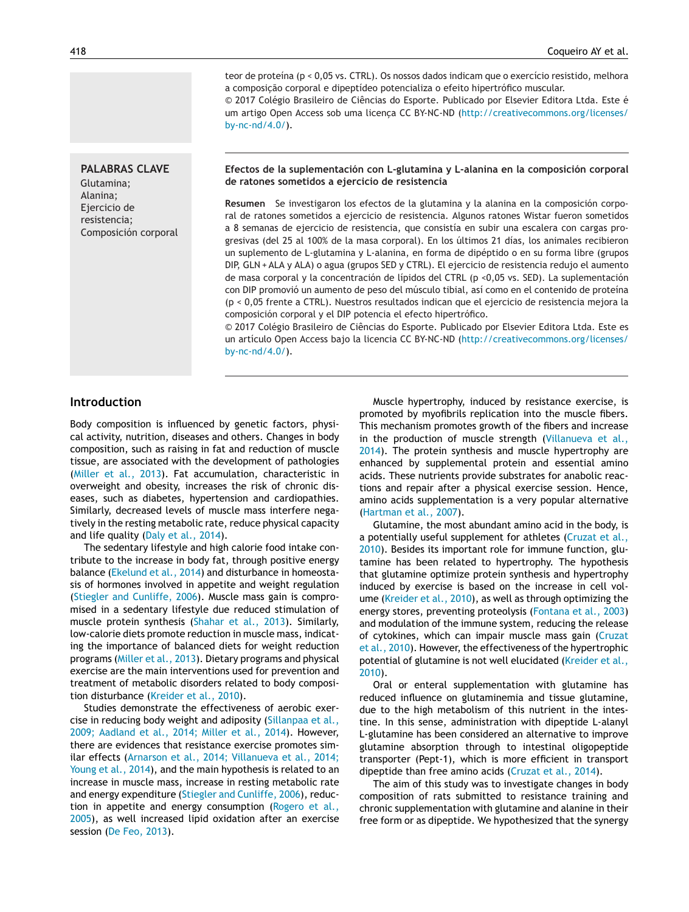teor de proteína ($p < 0,05$ vs. CTRL). Os nossos dados indicam que o exercício resistido, melhora a composição corporal e dipeptídeo potencializa o efeito hipertrófico muscular.

© 2017 Colégio Brasileiro de Ciências do Esporte. Publicado por Elsevier Editora Ltda. Este é um artigo Open Access sob uma licença CC BY-NC-ND (http://creativecommons.org/licenses/by-nc-nd/4.0/).

**PALABRAS CLAVE**
Glutamina;
Alanina;
Ejercicio de resistencia;
Composición corporal

**Efectos de la suplementación con L-glutamina y L-alanina en la composición corporal de ratones sometidos a ejercicio de resistencia**

**Resumen** Se investigaron los efectos de la glutamina y la alanina en la composición corporal de ratones sometidos a ejercicio de resistencia. Algunos ratones Wistar fueron sometidos a 8 semanas de ejercicio de resistencia, que consistía en subir una escalera con cargas progresivas (del 25 al 100% de la masa corporal). En los últimos 21 días, los animales recibieron un suplemento de L-glutamina y L-alanina, en forma de dipéptido o en su forma libre (grupos DIP, GLN + ALA y ALA) o agua (grupos SED y CTRL). El ejercicio de resistencia redujo el aumento de masa corporal y la concentración de lípidos del CTRL ($p < 0,05$ vs. SED). La suplementación con DIP promovió un aumento de peso del músculo tibial, así como en el contenido de proteína ($p < 0,05$ frente a CTRL). Nuestros resultados indican que el ejercicio de resistencia mejora la composición corporal y el DIP potencia el efecto hipertrófico.

© 2017 Colégio Brasileiro de Ciências do Esporte. Publicado por Elsevier Editora Ltda. Este es un artículo Open Access bajo la licencia CC BY-NC-ND (http://creativecommons.org/licenses/by-nc-nd/4.0/).

## Introduction

Body composition is influenced by genetic factors, physical activity, nutrition, diseases and others. Changes in body composition, such as raising in fat and reduction of muscle tissue, are associated with the development of pathologies (Miller et al., 2013). Fat accumulation, characteristic in overweight and obesity, increases the risk of chronic diseases, such as diabetes, hypertension and cardiopathies. Similarly, decreased levels of muscle mass interfere negatively in the resting metabolic rate, reduce physical capacity and life quality (Daly et al., 2014).

The sedentary lifestyle and high calorie food intake contribute to the increase in body fat, through positive energy balance (Ekelund et al., 2014) and disturbance in homeostasis of hormones involved in appetite and weight regulation (Stiegler and Cunliffe, 2006). Muscle mass gain is compromised in a sedentary lifestyle due reduced stimulation of muscle protein synthesis (Shahar et al., 2013). Similarly, low-calorie diets promote reduction in muscle mass, indicating the importance of balanced diets for weight reduction programs (Miller et al., 2013). Dietary programs and physical exercise are the main interventions used for prevention and treatment of metabolic disorders related to body composition disturbance (Kreider et al., 2010).

Studies demonstrate the effectiveness of aerobic exercise in reducing body weight and adiposity (Sillanpaa et al., 2009; Aadland et al., 2014; Miller et al., 2014). However, there are evidences that resistance exercise promotes similar effects (Arnarson et al., 2014; Villanueva et al., 2014; Young et al., 2014), and the main hypothesis is related to an increase in muscle mass, increase in resting metabolic rate and energy expenditure (Stiegler and Cunliffe, 2006), reduction in appetite and energy consumption (Rogero et al., 2005), as well increased lipid oxidation after an exercise session (De Feo, 2013).

Muscle hypertrophy, induced by resistance exercise, is promoted by myofibrils replication into the muscle fibers. This mechanism promotes growth of the fibers and increase in the production of muscle strength (Villanueva et al., 2014). The protein synthesis and muscle hypertrophy are enhanced by supplemental protein and essential amino acids. These nutrients provide substrates for anabolic reactions and repair after a physical exercise session. Hence, amino acids supplementation is a very popular alternative (Hartman et al., 2007).

Glutamine, the most abundant amino acid in the body, is a potentially useful supplement for athletes (Cruzat et al., 2010). Besides its important role for immune function, glutamine has been related to hypertrophy. The hypothesis that glutamine optimize protein synthesis and hypertrophy induced by exercise is based on the increase in cell volume (Kreider et al., 2010), as well as through optimizing the energy stores, preventing proteolysis (Fontana et al., 2003) and modulation of the immune system, reducing the release of cytokines, which can impair muscle mass gain (Cruzat et al., 2010). However, the effectiveness of the hypertrophic potential of glutamine is not well elucidated (Kreider et al., 2010).

Oral or enteral supplementation with glutamine has reduced influence on glutaminemia and tissue glutamine, due to the high metabolism of this nutrient in the intestine. In this sense, administration with dipeptide L-alanyl L-glutamine has been considered an alternative to improve glutamine absorption through to intestinal oligopeptide transporter (Pept-1), which is more efficient in transport dipeptide than free amino acids (Cruzat et al., 2014).

The aim of this study was to investigate changes in body composition of rats submitted to resistance training and chronic supplementation with glutamine and alanine in their free form or as dipeptide. We hypothesized that the synergy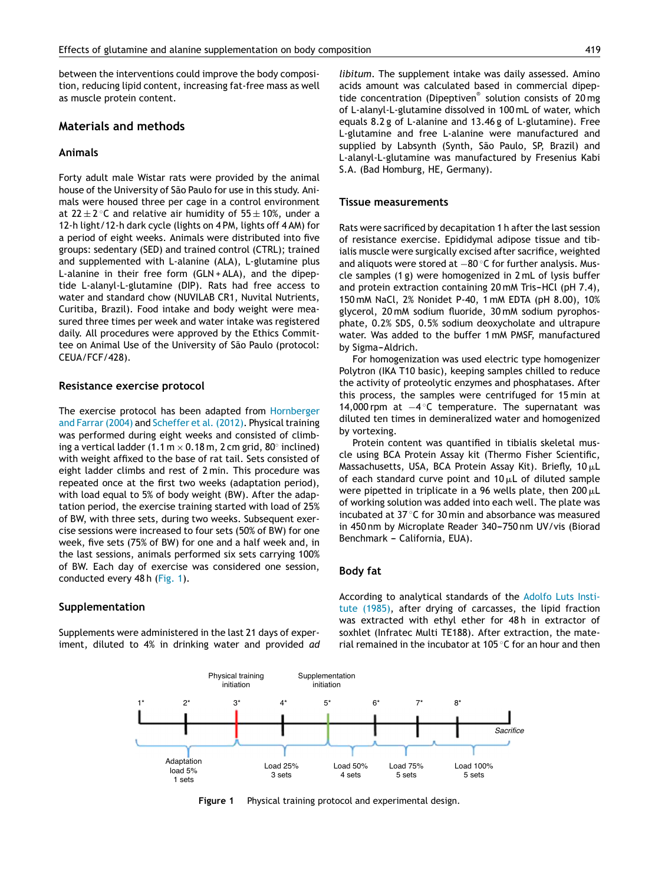between the interventions could improve the body composition, reducing lipid content, increasing fat-free mass as well as muscle protein content.

## Materials and methods

### Animals

Forty adult male Wistar rats were provided by the animal house of the University of São Paulo for use in this study. Animals were housed three per cage in a control environment at $22 \pm 2\,^{\circ}$C and relative air humidity of $55 \pm 10\%$, under a 12-h light/12-h dark cycle (lights on 4 PM, lights off 4 AM) for a period of eight weeks. Animals were distributed into five groups: sedentary (SED) and trained control (CTRL); trained and supplemented with L-alanine (ALA), L-glutamine plus L-alanine in their free form (GLN + ALA), and the dipeptide L-alanyl-L-glutamine (DIP). Rats had free access to water and standard chow (NUVILAB CR1, Nuvital Nutrients, Curitiba, Brazil). Food intake and body weight were measured three times per week and water intake was registered daily. All procedures were approved by the Ethics Committee on Animal Use of the University of São Paulo (protocol: CEUA/FCF/428).

### Resistance exercise protocol

The exercise protocol has been adapted from Hornberger and Farrar (2004) and Scheffer et al. (2012). Physical training was performed during eight weeks and consisted of climbing a vertical ladder (1.1 m × 0.18 m, 2 cm grid, 80° inclined) with weight affixed to the base of rat tail. Sets consisted of eight ladder climbs and rest of 2 min. This procedure was repeated once at the first two weeks (adaptation period), with load equal to 5% of body weight (BW). After the adaptation period, the exercise training started with load of 25% of BW, with three sets, during two weeks. Subsequent exercise sessions were increased to four sets (50% of BW) for one week, five sets (75% of BW) for one and a half week and, in the last sessions, animals performed six sets carrying 100% of BW. Each day of exercise was considered one session, conducted every 48 h (Fig. 1).

### Supplementation

Supplements were administered in the last 21 days of experiment, diluted to 4% in drinking water and provided *ad libitum*. The supplement intake was daily assessed. Amino acids amount was calculated based in commercial dipeptide concentration (Dipeptiven® solution consists of 20 mg of L-alanyl-L-glutamine dissolved in 100 mL of water, which equals 8.2 g of L-alanine and 13.46 g of L-glutamine). Free L-glutamine and free L-alanine were manufactured and supplied by Labsynth (Synth, São Paulo, SP, Brazil) and L-alanyl-L-glutamine was manufactured by Fresenius Kabi S.A. (Bad Homburg, HE, Germany).

### Tissue measurements

Rats were sacrificed by decapitation 1 h after the last session of resistance exercise. Epididymal adipose tissue and tibialis muscle were surgically excised after sacrifice, weighted and aliquots were stored at −80 °C for further analysis. Muscle samples (1 g) were homogenized in 2 mL of lysis buffer and protein extraction containing 20 mM Tris–HCl (pH 7.4), 150 mM NaCl, 2% Nonidet P-40, 1 mM EDTA (pH 8.00), 10% glycerol, 20 mM sodium fluoride, 30 mM sodium pyrophosphate, 0.2% SDS, 0.5% sodium deoxycholate and ultrapure water. Was added to the buffer 1 mM PMSF, manufactured by Sigma–Aldrich.

For homogenization was used electric type homogenizer Polytron (IKA T10 basic), keeping samples chilled to reduce the activity of proteolytic enzymes and phosphatases. After this process, the samples were centrifuged for 15 min at 14,000 rpm at −4 °C temperature. The supernatant was diluted ten times in demineralized water and homogenized by vortexing.

Protein content was quantified in tibialis skeletal muscle using BCA Protein Assay kit (Thermo Fisher Scientific, Massachusetts, USA, BCA Protein Assay Kit). Briefly, 10 μL of each standard curve point and 10 μL of diluted sample were pipetted in triplicate in a 96 wells plate, then 200 μL of working solution was added into each well. The plate was incubated at 37 °C for 30 min and absorbance was measured in 450 nm by Microplate Reader 340–750 nm UV/vis (Biorad Benchmark – California, EUA).

### Body fat

According to analytical standards of the Adolfo Luts Institute (1985), after drying of carcasses, the lipid fraction was extracted with ethyl ether for 48 h in extractor of soxhlet (Infratec Multi TE188). After extraction, the material remained in the incubator at 105 °C for an hour and then

Physical training initiation | Supplementation initiation

1* 2* 3* 4* 5* 6* 7* 8* Sacrifice

Adaptation load 5% 1 sets | Load 25% 3 sets | Load 50% 4 sets | Load 75% 5 sets | Load 100% 5 sets

**Figure 1** Physical training protocol and experimental design.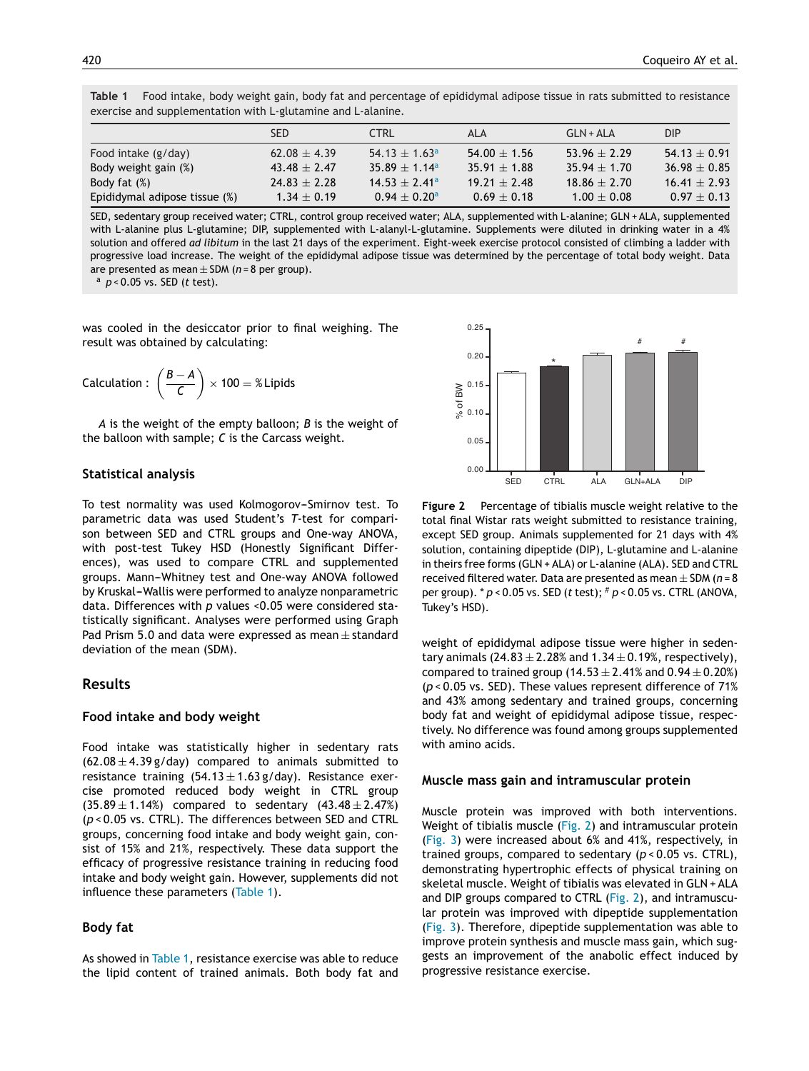**Table 1** Food intake, body weight gain, body fat and percentage of epididymal adipose tissue in rats submitted to resistance exercise and supplementation with L-glutamine and L-alanine.

| | SED | CTRL | ALA | GLN + ALA | DIP |
|---|---|---|---|---|---|
| Food intake (g/day) | 62.08 ± 4.39 | 54.13 ± 1.63[a] | 54.00 ± 1.56 | 53.96 ± 2.29 | 54.13 ± 0.91 |
| Body weight gain (%) | 43.48 ± 2.47 | 35.89 ± 1.14[a] | 35.91 ± 1.88 | 35.94 ± 1.70 | 36.98 ± 0.85 |
| Body fat (%) | 24.83 ± 2.28 | 14.53 ± 2.41[a] | 19.21 ± 2.48 | 18.86 ± 2.70 | 16.41 ± 2.93 |
| Epididymal adipose tissue (%) | 1.34 ± 0.19 | 0.94 ± 0.20[a] | 0.69 ± 0.18 | 1.00 ± 0.08 | 0.97 ± 0.13 |

SED, sedentary group received water; CTRL, control group received water; ALA, supplemented with L-alanine; GLN + ALA, supplemented with L-alanine plus L-glutamine; DIP, supplemented with L-alanyl-L-glutamine. Supplements were diluted in drinking water in a 4% solution and offered *ad libitum* in the last 21 days of the experiment. Eight-week exercise protocol consisted of climbing a ladder with progressive load increase. The weight of the epididymal adipose tissue was determined by the percentage of total body weight. Data are presented as mean ± SDM ($n = 8$ per group).
[a] $p < 0.05$ vs. SED (*t* test).

was cooled in the desiccator prior to final weighing. The result was obtained by calculating:

$$\text{Calculation}: \left(\frac{B - A}{C}\right) \times 100 = \%\,\text{Lipids}$$

*A* is the weight of the empty balloon; *B* is the weight of the balloon with sample; *C* is the Carcass weight.

### Statistical analysis

To test normality was used Kolmogorov–Smirnov test. To parametric data was used Student's *T*-test for comparison between SED and CTRL groups and One-way ANOVA, with post-test Tukey HSD (Honestly Significant Differences), was used to compare CTRL and supplemented groups. Mann–Whitney test and One-way ANOVA followed by Kruskal–Wallis were performed to analyze nonparametric data. Differences with *p* values <0.05 were considered statistically significant. Analyses were performed using Graph Pad Prism 5.0 and data were expressed as mean ± standard deviation of the mean (SDM).

## Results

### Food intake and body weight

Food intake was statistically higher in sedentary rats (62.08 ± 4.39 g/day) compared to animals submitted to resistance training (54.13 ± 1.63 g/day). Resistance exercise promoted reduced body weight in CTRL group (35.89 ± 1.14%) compared to sedentary (43.48 ± 2.47%) ($p < 0.05$ vs. CTRL). The differences between SED and CTRL groups, concerning food intake and body weight gain, consist of 15% and 21%, respectively. These data support the efficacy of progressive resistance training in reducing food intake and body weight gain. However, supplements did not influence these parameters (Table 1).

### Body fat

As showed in Table 1, resistance exercise was able to reduce the lipid content of trained animals. Both body fat and weight of epididymal adipose tissue were higher in sedentary animals (24.83 ± 2.28% and 1.34 ± 0.19%, respectively), compared to trained group (14.53 ± 2.41% and 0.94 ± 0.20%) ($p < 0.05$ vs. SED). These values represent difference of 71% and 43% among sedentary and trained groups, concerning body fat and weight of epididymal adipose tissue, respectively. No difference was found among groups supplemented with amino acids.

**Figure 2** Percentage of tibialis muscle weight relative to the total final Wistar rats weight submitted to resistance training, except SED group. Animals supplemented for 21 days with 4% solution, containing dipeptide (DIP), L-glutamine and L-alanine in theirs free forms (GLN + ALA) or L-alanine (ALA). SED and CTRL received filtered water. Data are presented as mean ± SDM ($n = 8$ per group). * $p < 0.05$ vs. SED (*t* test); # $p < 0.05$ vs. CTRL (ANOVA, Tukey's HSD).

### Muscle mass gain and intramuscular protein

Muscle protein was improved with both interventions. Weight of tibialis muscle (Fig. 2) and intramuscular protein (Fig. 3) were increased about 6% and 41%, respectively, in trained groups, compared to sedentary ($p < 0.05$ vs. CTRL), demonstrating hypertrophic effects of physical training on skeletal muscle. Weight of tibialis was elevated in GLN + ALA and DIP groups compared to CTRL (Fig. 2), and intramuscular protein was improved with dipeptide supplementation (Fig. 3). Therefore, dipeptide supplementation was able to improve protein synthesis and muscle mass gain, which suggests an improvement of the anabolic effect induced by progressive resistance exercise.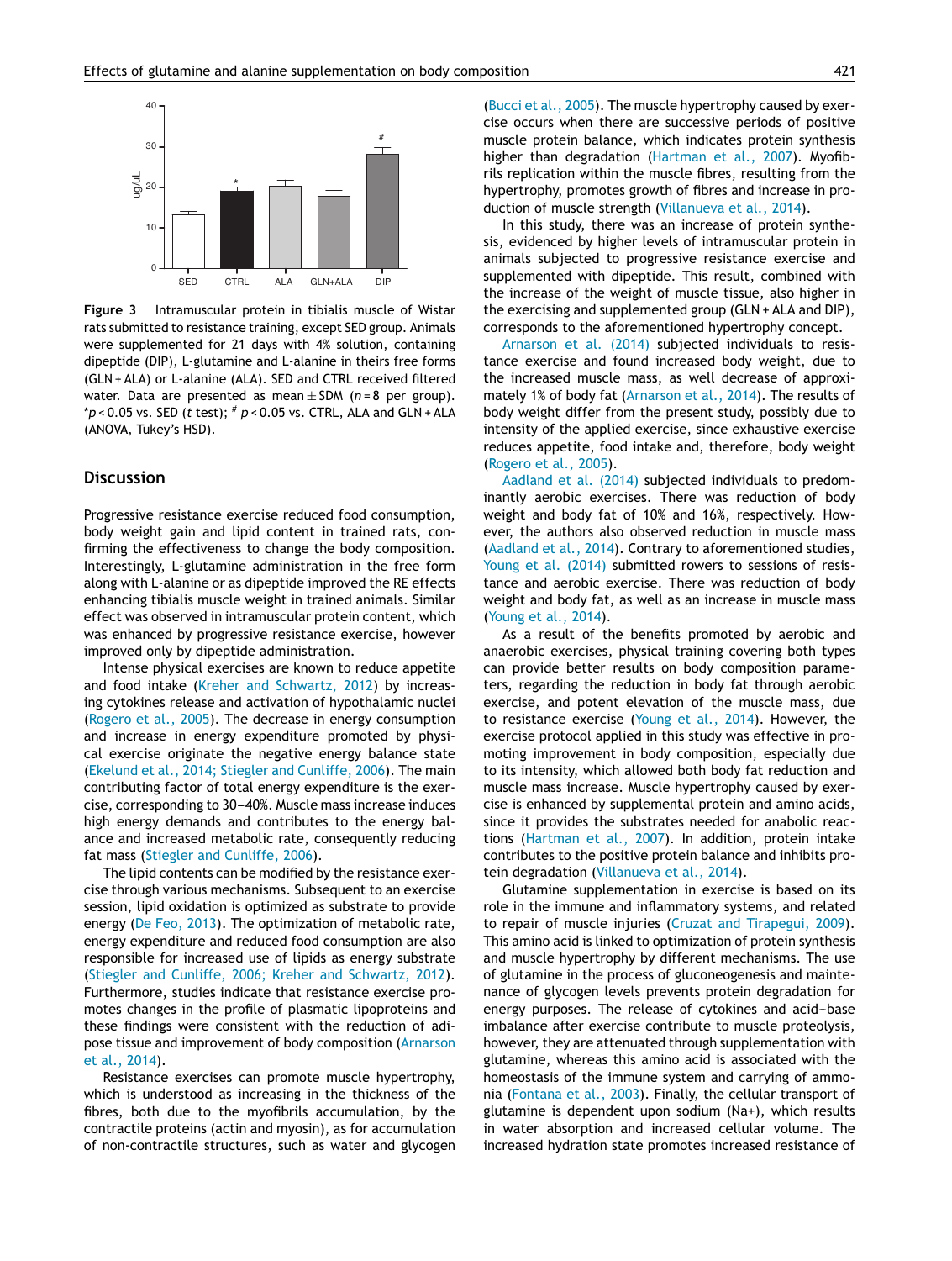**Figure 3** Intramuscular protein in tibialis muscle of Wistar rats submitted to resistance training, except SED group. Animals were supplemented for 21 days with 4% solution, containing dipeptide (DIP), L-glutamine and L-alanine in theirs free forms (GLN + ALA) or L-alanine (ALA). SED and CTRL received filtered water. Data are presented as mean ± SDM (*n* = 8 per group). *$p < 0.05$ vs. SED (*t* test); # $p < 0.05$ vs. CTRL, ALA and GLN + ALA (ANOVA, Tukey's HSD).

## Discussion

Progressive resistance exercise reduced food consumption, body weight gain and lipid content in trained rats, confirming the effectiveness to change the body composition. Interestingly, L-glutamine administration in the free form along with L-alanine or as dipeptide improved the RE effects enhancing tibialis muscle weight in trained animals. Similar effect was observed in intramuscular protein content, which was enhanced by progressive resistance exercise, however improved only by dipeptide administration.

Intense physical exercises are known to reduce appetite and food intake (Kreher and Schwartz, 2012) by increasing cytokines release and activation of hypothalamic nuclei (Rogero et al., 2005). The decrease in energy consumption and increase in energy expenditure promoted by physical exercise originate the negative energy balance state (Ekelund et al., 2014; Stiegler and Cunliffe, 2006). The main contributing factor of total energy expenditure is the exercise, corresponding to 30–40%. Muscle mass increase induces high energy demands and contributes to the energy balance and increased metabolic rate, consequently reducing fat mass (Stiegler and Cunliffe, 2006).

The lipid contents can be modified by the resistance exercise through various mechanisms. Subsequent to an exercise session, lipid oxidation is optimized as substrate to provide energy (De Feo, 2013). The optimization of metabolic rate, energy expenditure and reduced food consumption are also responsible for increased use of lipids as energy substrate (Stiegler and Cunliffe, 2006; Kreher and Schwartz, 2012). Furthermore, studies indicate that resistance exercise promotes changes in the profile of plasmatic lipoproteins and these findings were consistent with the reduction of adipose tissue and improvement of body composition (Arnarson et al., 2014).

Resistance exercises can promote muscle hypertrophy, which is understood as increasing in the thickness of the fibres, both due to the myofibrils accumulation, by the contractile proteins (actin and myosin), as for accumulation of non-contractile structures, such as water and glycogen (Bucci et al., 2005). The muscle hypertrophy caused by exercise occurs when there are successive periods of positive muscle protein balance, which indicates protein synthesis higher than degradation (Hartman et al., 2007). Myofibrils replication within the muscle fibres, resulting from the hypertrophy, promotes growth of fibres and increase in production of muscle strength (Villanueva et al., 2014).

In this study, there was an increase of protein synthesis, evidenced by higher levels of intramuscular protein in animals subjected to progressive resistance exercise and supplemented with dipeptide. This result, combined with the increase of the weight of muscle tissue, also higher in the exercising and supplemented group (GLN + ALA and DIP), corresponds to the aforementioned hypertrophy concept.

Arnarson et al. (2014) subjected individuals to resistance exercise and found increased body weight, due to the increased muscle mass, as well decrease of approximately 1% of body fat (Arnarson et al., 2014). The results of body weight differ from the present study, possibly due to intensity of the applied exercise, since exhaustive exercise reduces appetite, food intake and, therefore, body weight (Rogero et al., 2005).

Aadland et al. (2014) subjected individuals to predominantly aerobic exercises. There was reduction of body weight and body fat of 10% and 16%, respectively. However, the authors also observed reduction in muscle mass (Aadland et al., 2014). Contrary to aforementioned studies, Young et al. (2014) submitted rowers to sessions of resistance and aerobic exercise. There was reduction of body weight and body fat, as well as an increase in muscle mass (Young et al., 2014).

As a result of the benefits promoted by aerobic and anaerobic exercises, physical training covering both types can provide better results on body composition parameters, regarding the reduction in body fat through aerobic exercise, and potent elevation of the muscle mass, due to resistance exercise (Young et al., 2014). However, the exercise protocol applied in this study was effective in promoting improvement in body composition, especially due to its intensity, which allowed both body fat reduction and muscle mass increase. Muscle hypertrophy caused by exercise is enhanced by supplemental protein and amino acids, since it provides the substrates needed for anabolic reactions (Hartman et al., 2007). In addition, protein intake contributes to the positive protein balance and inhibits protein degradation (Villanueva et al., 2014).

Glutamine supplementation in exercise is based on its role in the immune and inflammatory systems, and related to repair of muscle injuries (Cruzat and Tirapegui, 2009). This amino acid is linked to optimization of protein synthesis and muscle hypertrophy by different mechanisms. The use of glutamine in the process of gluconeogenesis and maintenance of glycogen levels prevents protein degradation for energy purposes. The release of cytokines and acid–base imbalance after exercise contribute to muscle proteolysis, however, they are attenuated through supplementation with glutamine, whereas this amino acid is associated with the homeostasis of the immune system and carrying of ammonia (Fontana et al., 2003). Finally, the cellular transport of glutamine is dependent upon sodium ($Na^+$), which results in water absorption and increased cellular volume. The increased hydration state promotes increased resistance of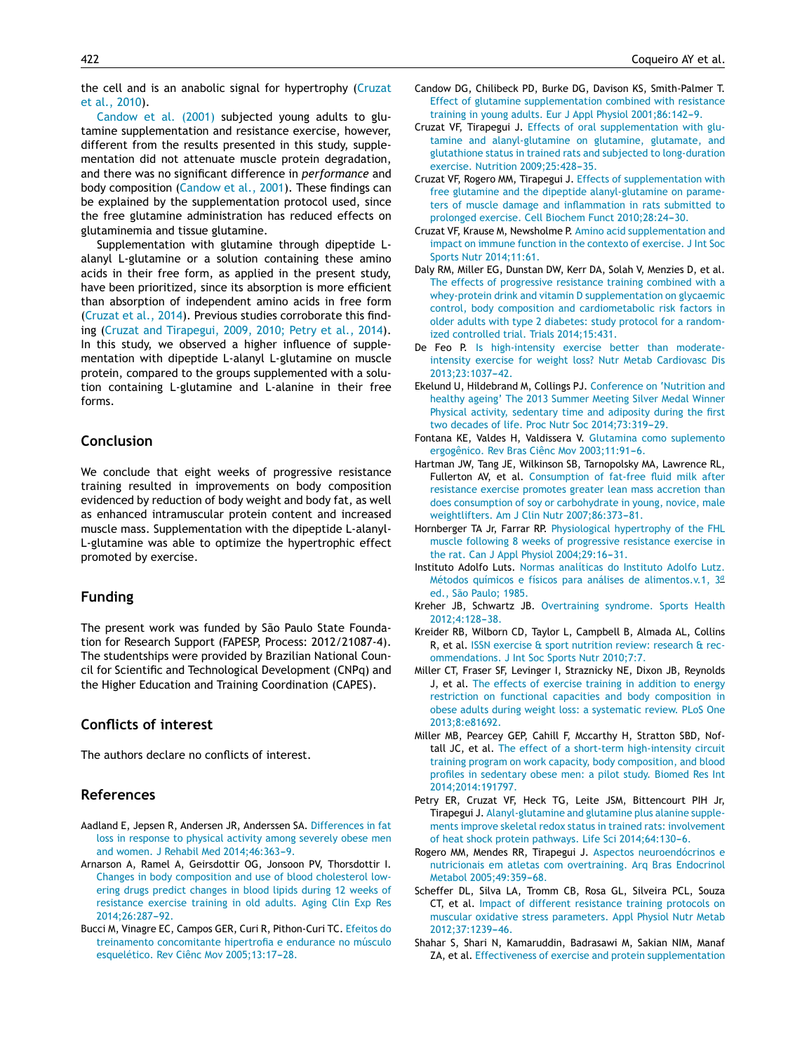the cell and is an anabolic signal for hypertrophy (Cruzat et al., 2010).

Candow et al. (2001) subjected young adults to glutamine supplementation and resistance exercise, however, different from the results presented in this study, supplementation did not attenuate muscle protein degradation, and there was no significant difference in *performance* and body composition (Candow et al., 2001). These findings can be explained by the supplementation protocol used, since the free glutamine administration has reduced effects on glutaminemia and tissue glutamine.

Supplementation with glutamine through dipeptide L-alanyl L-glutamine or a solution containing these amino acids in their free form, as applied in the present study, have been prioritized, since its absorption is more efficient than absorption of independent amino acids in free form (Cruzat et al., 2014). Previous studies corroborate this finding (Cruzat and Tirapegui, 2009, 2010; Petry et al., 2014). In this study, we observed a higher influence of supplementation with dipeptide L-alanyl L-glutamine on muscle protein, compared to the groups supplemented with a solution containing L-glutamine and L-alanine in their free forms.

## Conclusion

We conclude that eight weeks of progressive resistance training resulted in improvements on body composition evidenced by reduction of body weight and body fat, as well as enhanced intramuscular protein content and increased muscle mass. Supplementation with the dipeptide L-alanyl-L-glutamine was able to optimize the hypertrophic effect promoted by exercise.

## Funding

The present work was funded by São Paulo State Foundation for Research Support (FAPESP, Process: 2012/21087-4). The studentships were provided by Brazilian National Council for Scientific and Technological Development (CNPq) and the Higher Education and Training Coordination (CAPES).

## Conflicts of interest

The authors declare no conflicts of interest.

## References

Aadland E, Jepsen R, Andersen JR, Anderssen SA. Differences in fat loss in response to physical activity among severely obese men and women. J Rehabil Med 2014;46:363–9.

Arnarson A, Ramel A, Geirsdottir OG, Jonsoon PV, Thorsdottir I. Changes in body composition and use of blood cholesterol lowering drugs predict changes in blood lipids during 12 weeks of resistance exercise training in old adults. Aging Clin Exp Res 2014;26:287–92.

Bucci M, Vinagre EC, Campos GER, Curi R, Pithon-Curi TC. Efeitos do treinamento concomitante hipertrofia e endurance no músculo esquelético. Rev Ciênc Mov 2005;13:17–28.

Candow DG, Chilibeck PD, Burke DG, Davison KS, Smith-Palmer T. Effect of glutamine supplementation combined with resistance training in young adults. Eur J Appl Physiol 2001;86:142–9.

Cruzat VF, Tirapegui J. Effects of oral supplementation with glutamine and alanyl-glutamine on glutamine, glutamate, and glutathione status in trained rats and subjected to long-duration exercise. Nutrition 2009;25:428–35.

Cruzat VF, Rogero MM, Tirapegui J. Effects of supplementation with free glutamine and the dipeptide alanyl-glutamine on parameters of muscle damage and inflammation in rats submitted to prolonged exercise. Cell Biochem Funct 2010;28:24–30.

Cruzat VF, Krause M, Newsholme P. Amino acid supplementation and impact on immune function in the contexto of exercise. J Int Soc Sports Nutr 2014;11:61.

Daly RM, Miller EG, Dunstan DW, Kerr DA, Solah V, Menzies D, et al. The effects of progressive resistance training combined with a whey-protein drink and vitamin D supplementation on glycaemic control, body composition and cardiometabolic risk factors in older adults with type 2 diabetes: study protocol for a randomized controlled trial. Trials 2014;15:431.

De Feo P. Is high-intensity exercise better than moderate-intensity exercise for weight loss? Nutr Metab Cardiovasc Dis 2013;23:1037–42.

Ekelund U, Hildebrand M, Collings PJ. Conference on 'Nutrition and healthy ageing' The 2013 Summer Meeting Silver Medal Winner Physical activity, sedentary time and adiposity during the first two decades of life. Proc Nutr Soc 2014;73:319–29.

Fontana KE, Valdes H, Valdissera V. Glutamina como suplemento ergogênico. Rev Bras Ciênc Mov 2003;11:91–6.

Hartman JW, Tang JE, Wilkinson SB, Tarnopolsky MA, Lawrence RL, Fullerton AV, et al. Consumption of fat-free fluid milk after resistance exercise promotes greater lean mass accretion than does consumption of soy or carbohydrate in young, novice, male weightlifters. Am J Clin Nutr 2007;86:373–81.

Hornberger TA Jr, Farrar RP. Physiological hypertrophy of the FHL muscle following 8 weeks of progressive resistance exercise in the rat. Can J Appl Physiol 2004;29:16–31.

Instituto Adolfo Luts. Normas analíticas do Instituto Adolfo Lutz. Métodos químicos e físicos para análises de alimentos.v.1, 3º ed., São Paulo; 1985.

Kreher JB, Schwartz JB. Overtraining syndrome. Sports Health 2012;4:128–38.

Kreider RB, Wilborn CD, Taylor L, Campbell B, Almada AL, Collins R, et al. ISSN exercise & sport nutrition review: research & recommendations. J Int Soc Sports Nutr 2010;7:7.

Miller CT, Fraser SF, Levinger I, Straznicky NE, Dixon JB, Reynolds J, et al. The effects of exercise training in addition to energy restriction on functional capacities and body composition in obese adults during weight loss: a systematic review. PLoS One 2013;8:e81692.

Miller MB, Pearcey GEP, Cahill F, Mccarthy H, Stratton SBD, Noftall JC, et al. The effect of a short-term high-intensity circuit training program on work capacity, body composition, and blood profiles in sedentary obese men: a pilot study. Biomed Res Int 2014;2014:191797.

Petry ER, Cruzat VF, Heck TG, Leite JSM, Bittencourt PIH Jr, Tirapegui J. Alanyl-glutamine and glutamine plus alanine supplements improve skeletal redox status in trained rats: involvement of heat shock protein pathways. Life Sci 2014;64:130–6.

Rogero MM, Mendes RR, Tirapegui J. Aspectos neuroendócrinos e nutricionais em atletas com overtraining. Arq Bras Endocrinol Metabol 2005;49:359–68.

Scheffer DL, Silva LA, Tromm CB, Rosa GL, Silveira PCL, Souza CT, et al. Impact of different resistance training protocols on muscular oxidative stress parameters. Appl Physiol Nutr Metab 2012;37:1239–46.

Shahar S, Shari N, Kamaruddin, Badrasawi M, Sakian NIM, Manaf ZA, et al. Effectiveness of exercise and protein supplementation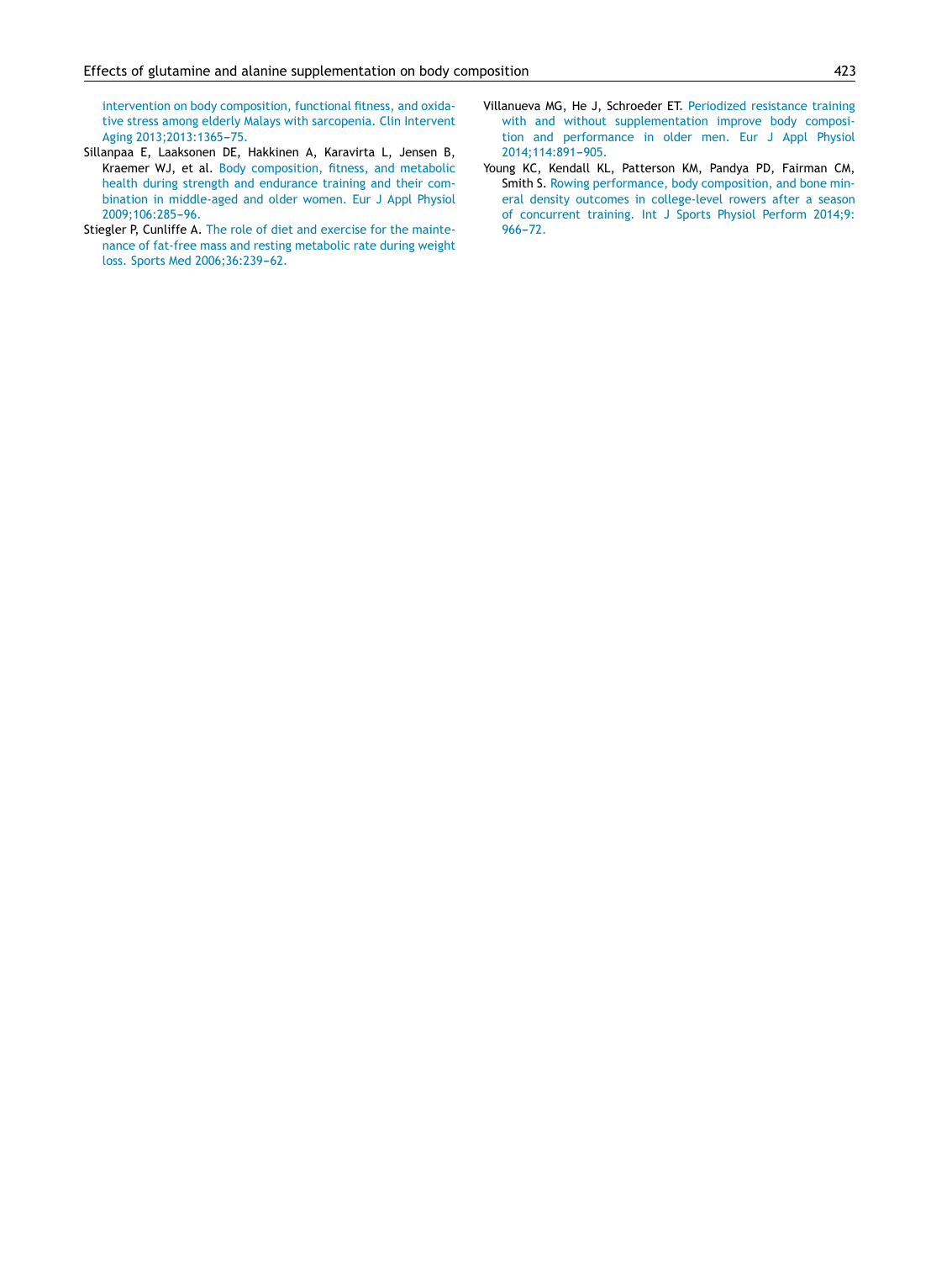intervention on body composition, functional fitness, and oxidative stress among elderly Malays with sarcopenia. Clin Intervent Aging 2013;2013:1365–75.

Sillanpaa E, Laaksonen DE, Hakkinen A, Karavirta L, Jensen B, Kraemer WJ, et al. Body composition, fitness, and metabolic health during strength and endurance training and their combination in middle-aged and older women. Eur J Appl Physiol 2009;106:285–96.

Stiegler P, Cunliffe A. The role of diet and exercise for the maintenance of fat-free mass and resting metabolic rate during weight loss. Sports Med 2006;36:239–62.

Villanueva MG, He J, Schroeder ET. Periodized resistance training with and without supplementation improve body composition and performance in older men. Eur J Appl Physiol 2014;114:891–905.

Young KC, Kendall KL, Patterson KM, Pandya PD, Fairman CM, Smith S. Rowing performance, body composition, and bone mineral density outcomes in college-level rowers after a season of concurrent training. Int J Sports Physiol Perform 2014;9:966–72.